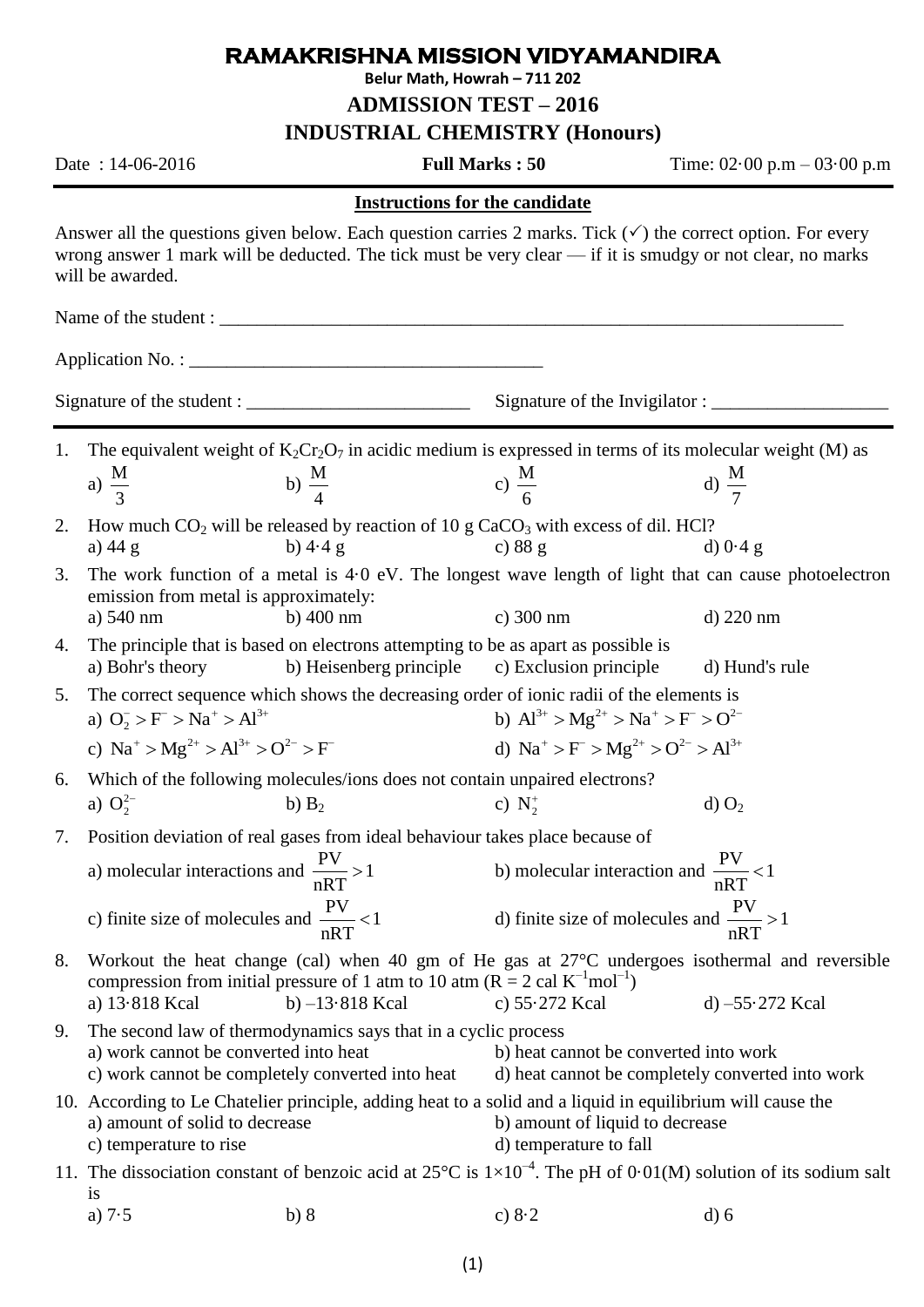# RAMAKRISHNA MISSION VIDYAMANDIRA

**Belur Math, Howrah – 711 202**

## ADMISSION TEST – 2016

## INDUSTRIAL CHEMISTRY (Honours)

Date : 14-06-2016 **Full Marks : 50** Time: 02·00 p.m – 03·00 p.m

**Instructions for the candidate**

Answer all the questions given below. Each question carries 2 marks. Tick (✓) the correct option. For every wrong answer 1 mark will be deducted. The tick must be very clear — if it is smudgy or not clear, no marks will be awarded.

Name of the student : ____________________________________________________________________

Application No. : ______________________________________

Signature of the student : ________________________ Signature of the Invigilator : ___________________

1. The equivalent weight of $K_2Cr_2O_7$ in acidic medium is expressed in terms of its molecular weight (M) as
   a) $\frac{M}{3}$ b) $\frac{M}{4}$ c) $\frac{M}{6}$ d) $\frac{M}{7}$

2. How much $CO_2$ will be released by reaction of 10 g $CaCO_3$ with excess of dil. HCl?
   a) 44 g b) 4·4 g c) 88 g d) 0·4 g

3. The work function of a metal is 4·0 eV. The longest wave length of light that can cause photoelectron emission from metal is approximately:
   a) 540 nm b) 400 nm c) 300 nm d) 220 nm

4. The principle that is based on electrons attempting to be as apart as possible is
   a) Bohr's theory b) Heisenberg principle c) Exclusion principle d) Hund's rule

5. The correct sequence which shows the decreasing order of ionic radii of the elements is
   a) $O_2^- > F^- > Na^+ > Al^{3+}$ b) $Al^{3+} > Mg^{2+} > Na^+ > F^- > O^{2-}$
   c) $Na^+ > Mg^{2+} > Al^{3+} > O^{2-} > F^-$ d) $Na^+ > F^- > Mg^{2+} > O^{2-} > Al^{3+}$

6. Which of the following molecules/ions does not contain unpaired electrons?
   a) $O_2^{2-}$ b) $B_2$ c) $N_2^+$ d) $O_2$

7. Position deviation of real gases from ideal behaviour takes place because of
   a) molecular interactions and $\frac{PV}{nRT} > 1$ b) molecular interaction and $\frac{PV}{nRT} < 1$
   c) finite size of molecules and $\frac{PV}{nRT} < 1$ d) finite size of molecules and $\frac{PV}{nRT} > 1$

8. Workout the heat change (cal) when 40 gm of He gas at 27°C undergoes isothermal and reversible compression from initial pressure of 1 atm to 10 atm (R = 2 cal $K^{-1}mol^{-1}$)
   a) 13·818 Kcal b) –13·818 Kcal c) 55·272 Kcal d) –55·272 Kcal

9. The second law of thermodynamics says that in a cyclic process
   a) work cannot be converted into heat b) heat cannot be converted into work
   c) work cannot be completely converted into heat d) heat cannot be completely converted into work

10. According to Le Chatelier principle, adding heat to a solid and a liquid in equilibrium will cause the
    a) amount of solid to decrease b) amount of liquid to decrease
    c) temperature to rise d) temperature to fall

11. The dissociation constant of benzoic acid at 25°C is $1\times10^{-4}$. The pH of 0·01(M) solution of its sodium salt is
    a) 7·5 b) 8 c) 8·2 d) 6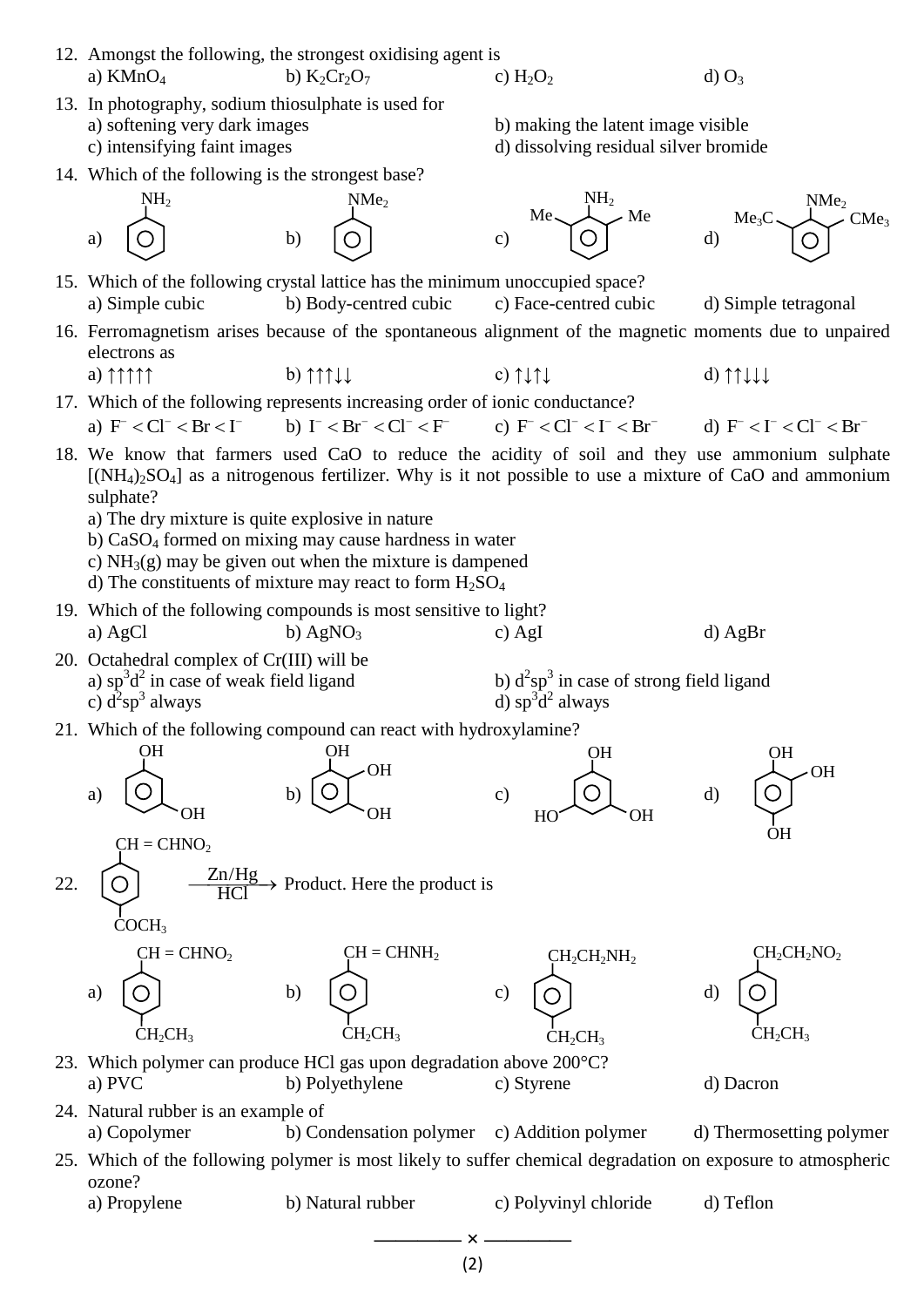12. Amongst the following, the strongest oxidising agent is
    a) $KMnO_4$ b) $K_2Cr_2O_7$ c) $H_2O_2$ d) $O_3$

13. In photography, sodium thiosulphate is used for
    a) softening very dark images
    b) making the latent image visible
    c) intensifying faint images
    d) dissolving residual silver bromide

14. Which of the following is the strongest base?
    a) (benzene ring with $NH_2$)
    b) (benzene ring with $NMe_2$)
    c) (benzene ring with $NH_2$, flanked by Me and Me)
    d) (benzene ring with $NMe_2$, flanked by $Me_3C$ and $CMe_3$)

15. Which of the following crystal lattice has the minimum unoccupied space?
    a) Simple cubic b) Body-centred cubic c) Face-centred cubic d) Simple tetragonal

16. Ferromagnetism arises because of the spontaneous alignment of the magnetic moments due to unpaired electrons as
    a) ↑↑↑↑↑ b) ↑↑↑↓↓ c) ↑↓↑↓ d) ↑↑↓↓↓

17. Which of the following represents increasing order of ionic conductance?
    a) $F^- < Cl^- < Br < I^-$ b) $I^- < Br^- < Cl^- < F^-$ c) $F^- < Cl^- < I^- < Br^-$ d) $F^- < I^- < Cl^- < Br^-$

18. We know that farmers used CaO to reduce the acidity of soil and they use ammonium sulphate [$(NH_4)_2SO_4$] as a nitrogenous fertilizer. Why is it not possible to use a mixture of CaO and ammonium sulphate?
    a) The dry mixture is quite explosive in nature
    b) $CaSO_4$ formed on mixing may cause hardness in water
    c) $NH_3(g)$ may be given out when the mixture is dampened
    d) The constituents of mixture may react to form $H_2SO_4$

19. Which of the following compounds is most sensitive to light?
    a) AgCl b) $AgNO_3$ c) AgI d) AgBr

20. Octahedral complex of Cr(III) will be
    a) $sp^3d^2$ in case of weak field ligand
    b) $d^2sp^3$ in case of strong field ligand
    c) $d^2sp^3$ always
    d) $sp^3d^2$ always

21. Which of the following compound can react with hydroxylamine?
    a) (benzene ring with OH at 1,3 positions)
    b) (benzene ring with OH at 1,2,3 positions)
    c) (benzene ring with OH at 1,3,5 positions)
    d) (benzene ring with OH at 1,2,4 positions)

22. (benzene ring with $CH = CHNO_2$ and $COCH_3$ para) $\xrightarrow[HCl]{Zn/Hg}$ Product. Here the product is
    a) (benzene ring with $CH = CHNO_2$ and $CH_2CH_3$ para)
    b) (benzene ring with $CH = CHNH_2$ and $CH_2CH_3$ para)
    c) (benzene ring with $CH_2CH_2NH_2$ and $CH_2CH_3$ para)
    d) (benzene ring with $CH_2CH_2NO_2$ and $CH_2CH_3$ para)

23. Which polymer can produce HCl gas upon degradation above 200°C?
    a) PVC b) Polyethylene c) Styrene d) Dacron

24. Natural rubber is an example of
    a) Copolymer b) Condensation polymer c) Addition polymer d) Thermosetting polymer

25. Which of the following polymer is most likely to suffer chemical degradation on exposure to atmospheric ozone?
    a) Propylene b) Natural rubber c) Polyvinyl chloride d) Teflon

———— × ————